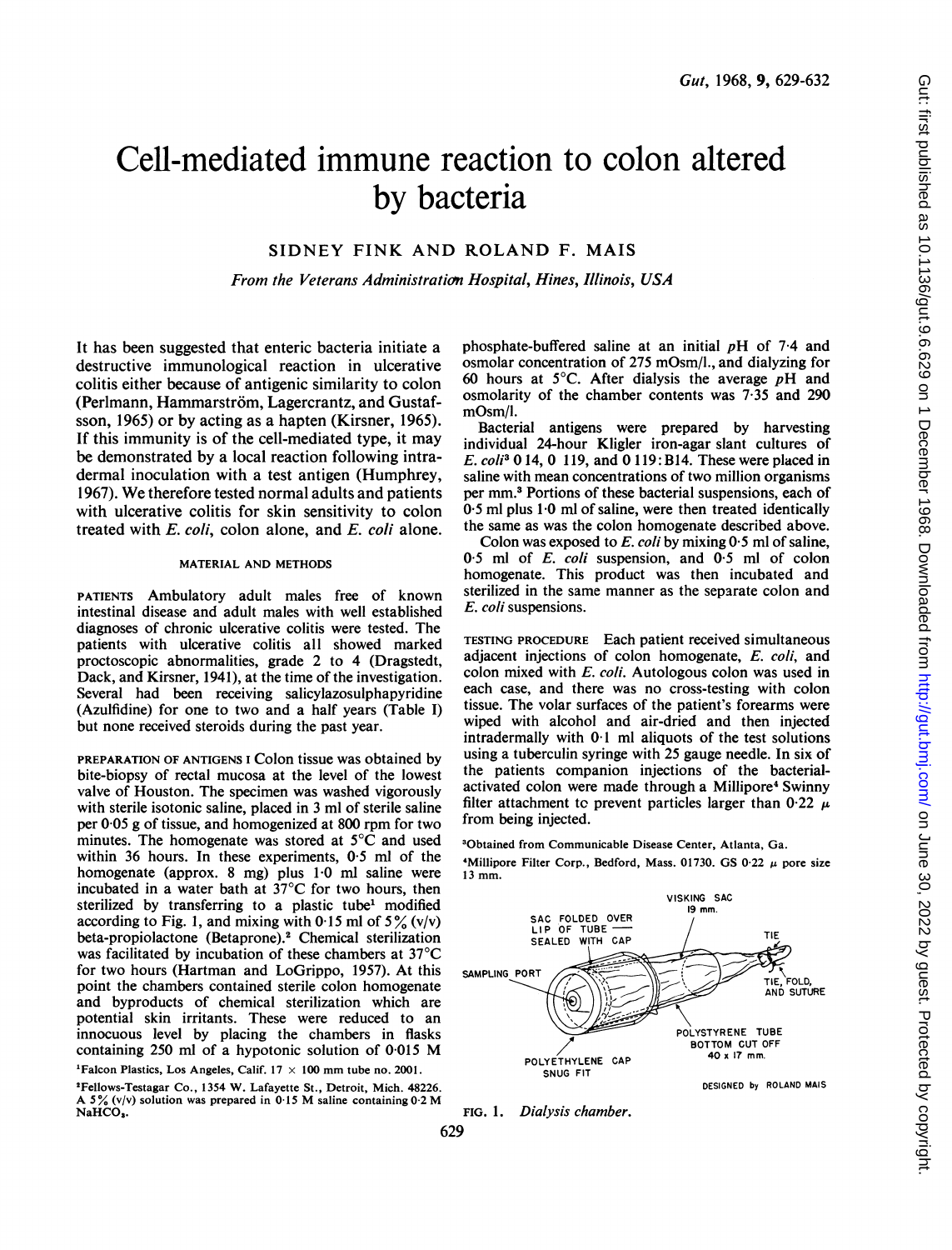# Cell-mediated immune reaction to colon altered by bacteria

SIDNEY FINK AND ROLAND F. MAIS

*From the Veterans Administration Hospital, Hines, Illinois, USA*

It has been suggested that enteric bacteria initiate a destructive immunological reaction in ulcerative colitis either because of antigenic similarity to colon (Perlmann, Hammarström, Lagercrantz, and Gustafsson, 1965) or by acting as a hapten (Kirsner, 1965). If this immunity is of the cell-mediated type, it may be demonstrated by a local reaction following intradermal inoculation with a test antigen (Humphrey, 1967). We therefore tested normal adults and patients with ulcerative colitis for skin sensitivity to colon treated with *E. coli*, colon alone, and *E. coli* alone.

## MATERIAL AND METHODS

PATIENTS Ambulatory adult males free of known intestinal disease and adult males with well established diagnoses of chronic ulcerative colitis were tested. The patients with ulcerative colitis all showed marked proctoscopic abnormalities, grade 2 to 4 (Dragstedt, Dack, and Kirsner, 1941), at the time of the investigation. Several had been receiving salicylazosulphapyridine (Azulfidine) for one to two and a half years (Table I) but none received steroids during the past year.

PREPARATION OF ANTIGENS I Colon tissue was obtained by bite-biopsy of rectal mucosa at the level of the lowest valve of Houston. The specimen was washed vigorously with sterile isotonic saline, placed in 3 ml of sterile saline per 0·05 g of tissue, and homogenized at 800 rpm for two minutes. The homogenate was stored at 5°C and used within 36 hours. In these experiments, 0·5 ml of the homogenate (approx. 8 mg) plus 1·0 ml saline were incubated in a water bath at 37°C for two hours, then sterilized by transferring to a plastic tube[1] modified according to Fig. 1, and mixing with 0·15 ml of 5% (v/v) beta-propiolactone (Betaprone).[2] Chemical sterilization was facilitated by incubation of these chambers at 37°C for two hours (Hartman and LoGrippo, 1957). At this point the chambers contained sterile colon homogenate and byproducts of chemical sterilization which are potential skin irritants. These were reduced to an innocuous level by placing the chambers in flasks containing 250 ml of a hypotonic solution of 0·015 M phosphate-buffered saline at an initial $pH$ of 7·4 and osmolar concentration of 275 mOsm/l., and dialyzing for 60 hours at 5°C. After dialysis the average $pH$ and osmolarity of the chamber contents was 7·35 and 290 mOsm/l.

Bacterial antigens were prepared by harvesting individual 24-hour Kligler iron-agar slant cultures of *E. coli*[3] O 14, O 119, and O 119:B14. These were placed in saline with mean concentrations of two million organisms per mm.[3] Portions of these bacterial suspensions, each of 0·5 ml plus 1·0 ml of saline, were then treated identically the same as was the colon homogenate described above.

Colon was exposed to *E. coli* by mixing 0·5 ml of saline, 0·5 ml of *E. coli* suspension, and 0·5 ml of colon homogenate. This product was then incubated and sterilized in the same manner as the separate colon and *E. coli* suspensions.

TESTING PROCEDURE Each patient received simultaneous adjacent injections of colon homogenate, *E. coli*, and colon mixed with *E. coli*. Autologous colon was used in each case, and there was no cross-testing with colon tissue. The volar surfaces of the patient's forearms were wiped with alcohol and air-dried and then injected intradermally with 0·1 ml aliquots of the test solutions using a tuberculin syringe with 25 gauge needle. In six of the patients companion injections of the bacterial-activated colon were made through a Millipore[4] Swinny filter attachment to prevent particles larger than 0·22 $\mu$ from being injected.

[1]Falcon Plastics, Los Angeles, Calif. 17 × 100 mm tube no. 2001.

[2]Fellows-Testagar Co., 1354 W. Lafayette St., Detroit, Mich. 48226. A 5% (v/v) solution was prepared in 0·15 M saline containing 0·2 M $NaHCO_3$.

[3]Obtained from Communicable Disease Center, Atlanta, Ga.

[4]Millipore Filter Corp., Bedford, Mass. 01730. GS 0·22 $\mu$ pore size 13 mm.

VISKING SAC 19 mm. — SAC FOLDED OVER LIP OF TUBE SEALED WITH CAP — TIE — TIE, FOLD, AND SUTURE — SAMPLING PORT — POLYSTYRENE TUBE BOTTOM CUT OFF 40 x 17 mm. — POLYETHYLENE CAP SNUG FIT — DESIGNED by ROLAND MAIS

FIG. 1. *Dialysis chamber.*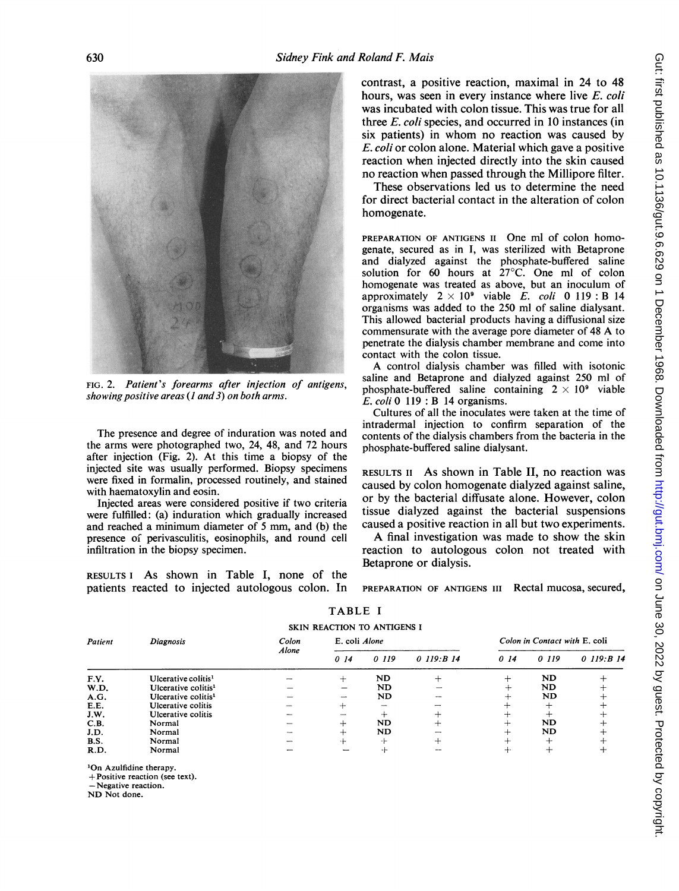FIG. 2. *Patient's forearms after injection of antigens, showing positive areas (1 and 3) on both arms.*

The presence and degree of induration was noted and the arms were photographed two, 24, 48, and 72 hours after injection (Fig. 2). At this time a biopsy of the injected site was usually performed. Biopsy specimens were fixed in formalin, processed routinely, and stained with haematoxylin and eosin.

Injected areas were considered positive if two criteria were fulfilled: (a) induration which gradually increased and reached a minimum diameter of 5 mm, and (b) the presence of perivasculitis, eosinophils, and round cell infiltration in the biopsy specimen.

RESULTS I As shown in Table I, none of the patients reacted to injected autologous colon. In contrast, a positive reaction, maximal in 24 to 48 hours, was seen in every instance where live *E. coli* was incubated with colon tissue. This was true for all three *E. coli* species, and occurred in 10 instances (in six patients) in whom no reaction was caused by *E. coli* or colon alone. Material which gave a positive reaction when injected directly into the skin caused no reaction when passed through the Millipore filter.

These observations led us to determine the need for direct bacterial contact in the alteration of colon homogenate.

PREPARATION OF ANTIGENS II One ml of colon homogenate, secured as in I, was sterilized with Betaprone and dialyzed against the phosphate-buffered saline solution for 60 hours at 27°C. One ml of colon homogenate was treated as above, but an inoculum of approximately $2 \times 10^9$ viable *E. coli* 0 119 : B 14 organisms was added to the 250 ml of saline dialysant. This allowed bacterial products having a diffusional size commensurate with the average pore diameter of 48 A to penetrate the dialysis chamber membrane and come into contact with the colon tissue.

A control dialysis chamber was filled with isotonic saline and Betaprone and dialyzed against 250 ml of phosphate-buffered saline containing $2 \times 10^9$ viable *E. coli* 0 119 : B 14 organisms.

Cultures of all the inoculates were taken at the time of intradermal injection to confirm separation of the contents of the dialysis chambers from the bacteria in the phosphate-buffered saline dialysant.

RESULTS II As shown in Table II, no reaction was caused by colon homogenate dialyzed against saline, or by the bacterial diffusate alone. However, colon tissue dialyzed against the bacterial suspensions caused a positive reaction in all but two experiments.

A final investigation was made to show the skin reaction to autologous colon not treated with Betaprone or dialysis.

PREPARATION OF ANTIGENS III Rectal mucosa, secured,

TABLE I

SKIN REACTION TO ANTIGENS I

| Patient | Diagnosis | Colon Alone | *E. coli Alone* | | | *Colon in Contact with E. coli* | | |
|---|---|---|---|---|---|---|---|---|
| | | | 0 14 | 0 119 | 0 119:B 14 | 0 14 | 0 119 | 0 119:B 14 |
| F.Y. | Ulcerative colitis[1] | − | + | ND | + | + | ND | + |
| W.D. | Ulcerative colitis[1] | − | − | ND | − | + | ND | + |
| A.G. | Ulcerative colitis[1] | − | − | ND | − | + | ND | + |
| E.E. | Ulcerative colitis | − | + | − | − | + | + | + |
| J.W. | Ulcerative colitis | − | − | + | + | + | + | + |
| C.B. | Normal | − | + | ND | + | + | ND | + |
| J.D. | Normal | − | + | ND | − | + | ND | + |
| B.S. | Normal | − | + | + | + | + | + | + |
| R.D. | Normal | − | − | + | − | + | + | + |

[1]On Azulfidine therapy.
+ Positive reaction (see text).
− Negative reaction.
ND Not done.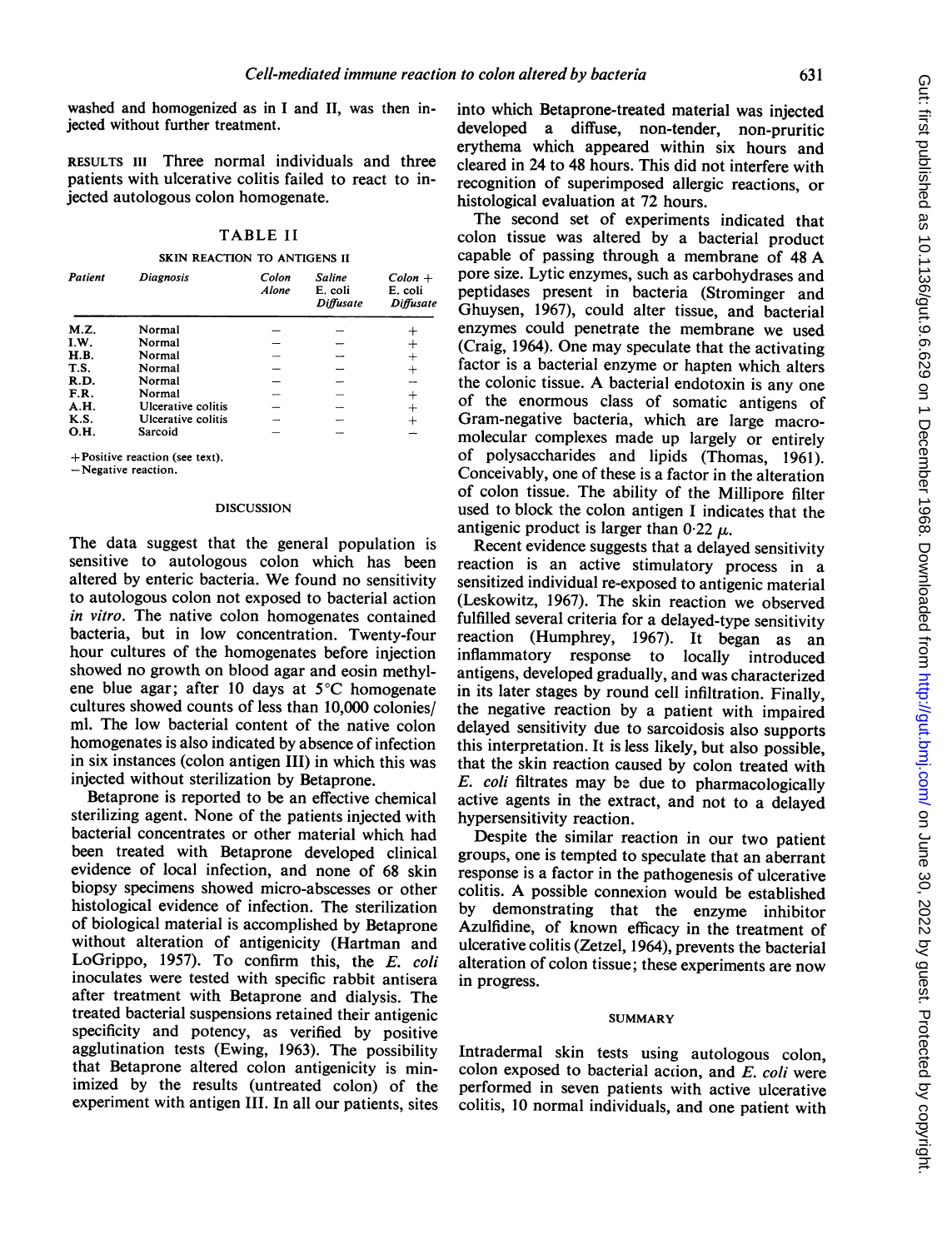washed and homogenized as in I and II, was then injected without further treatment.

RESULTS III Three normal individuals and three patients with ulcerative colitis failed to react to injected autologous colon homogenate.

TABLE II

SKIN REACTION TO ANTIGENS II

| Patient | Diagnosis | Colon Alone | Saline E. coli Diffusate | Colon + E. coli Diffusate |
|---|---|---|---|---|
| M.Z. | Normal | – | – | + |
| I.W. | Normal | – | – | + |
| H.B. | Normal | – | – | + |
| T.S. | Normal | – | – | + |
| R.D. | Normal | – | – | – |
| F.R. | Normal | – | – | + |
| A.H. | Ulcerative colitis | – | – | + |
| K.S. | Ulcerative colitis | – | – | + |
| O.H. | Sarcoid | – | – | – |

+Positive reaction (see text).
–Negative reaction.

## DISCUSSION

The data suggest that the general population is sensitive to autologous colon which has been altered by enteric bacteria. We found no sensitivity to autologous colon not exposed to bacterial action *in vitro*. The native colon homogenates contained bacteria, but in low concentration. Twenty-four hour cultures of the homogenates before injection showed no growth on blood agar and eosin methylene blue agar; after 10 days at 5°C homogenate cultures showed counts of less than 10,000 colonies/ml. The low bacterial content of the native colon homogenates is also indicated by absence of infection in six instances (colon antigen III) in which this was injected without sterilization by Betaprone.

Betaprone is reported to be an effective chemical sterilizing agent. None of the patients injected with bacterial concentrates or other material which had been treated with Betaprone developed clinical evidence of local infection, and none of 68 skin biopsy specimens showed micro-abscesses or other histological evidence of infection. The sterilization of biological material is accomplished by Betaprone without alteration of antigenicity (Hartman and LoGrippo, 1957). To confirm this, the *E. coli* inoculates were tested with specific rabbit antisera after treatment with Betaprone and dialysis. The treated bacterial suspensions retained their antigenic specificity and potency, as verified by positive agglutination tests (Ewing, 1963). The possibility that Betaprone altered colon antigenicity is minimized by the results (untreated colon) of the experiment with antigen III. In all our patients, sites into which Betaprone-treated material was injected developed a diffuse, non-tender, non-pruritic erythema which appeared within six hours and cleared in 24 to 48 hours. This did not interfere with recognition of superimposed allergic reactions, or histological evaluation at 72 hours.

The second set of experiments indicated that colon tissue was altered by a bacterial product capable of passing through a membrane of 48 A pore size. Lytic enzymes, such as carbohydrases and peptidases present in bacteria (Strominger and Ghuysen, 1967), could alter tissue, and bacterial enzymes could penetrate the membrane we used (Craig, 1964). One may speculate that the activating factor is a bacterial enzyme or hapten which alters the colonic tissue. A bacterial endotoxin is any one of the enormous class of somatic antigens of Gram-negative bacteria, which are large macromolecular complexes made up largely or entirely of polysaccharides and lipids (Thomas, 1961). Conceivably, one of these is a factor in the alteration of colon tissue. The ability of the Millipore filter used to block the colon antigen I indicates that the antigenic product is larger than 0·22 $\mu$.

Recent evidence suggests that a delayed sensitivity reaction is an active stimulatory process in a sensitized individual re-exposed to antigenic material (Leskowitz, 1967). The skin reaction we observed fulfilled several criteria for a delayed-type sensitivity reaction (Humphrey, 1967). It began as an inflammatory response to locally introduced antigens, developed gradually, and was characterized in its later stages by round cell infiltration. Finally, the negative reaction by a patient with impaired delayed sensitivity due to sarcoidosis also supports this interpretation. It is less likely, but also possible, that the skin reaction caused by colon treated with *E. coli* filtrates may be due to pharmacologically active agents in the extract, and not to a delayed hypersensitivity reaction.

Despite the similar reaction in our two patient groups, one is tempted to speculate that an aberrant response is a factor in the pathogenesis of ulcerative colitis. A possible connexion would be established by demonstrating that the enzyme inhibitor Azulfidine, of known efficacy in the treatment of ulcerative colitis (Zetzel, 1964), prevents the bacterial alteration of colon tissue; these experiments are now in progress.

## SUMMARY

Intradermal skin tests using autologous colon, colon exposed to bacterial action, and *E. coli* were performed in seven patients with active ulcerative colitis, 10 normal individuals, and one patient with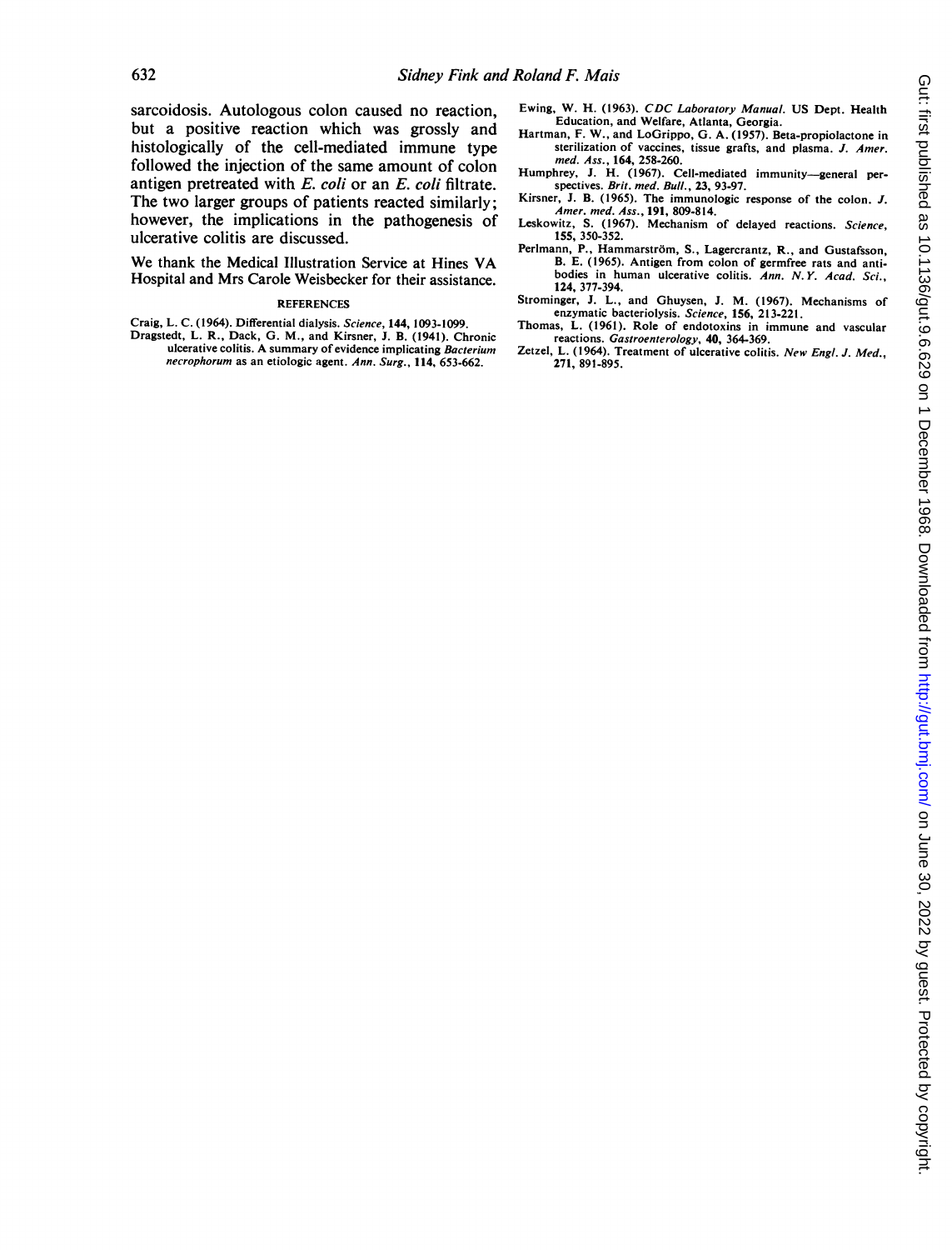sarcoidosis. Autologous colon caused no reaction, but a positive reaction which was grossly and histologically of the cell-mediated immune type followed the injection of the same amount of colon antigen pretreated with *E. coli* or an *E. coli* filtrate. The two larger groups of patients reacted similarly; however, the implications in the pathogenesis of ulcerative colitis are discussed.

We thank the Medical Illustration Service at Hines VA Hospital and Mrs Carole Weisbecker for their assistance.

## REFERENCES

Craig, L. C. (1964). Differential dialysis. *Science*, **144**, 1093-1099.

Dragstedt, L. R., Dack, G. M., and Kirsner, J. B. (1941). Chronic ulcerative colitis. A summary of evidence implicating *Bacterium necrophorum* as an etiologic agent. *Ann. Surg.*, **114**, 653-662.

Ewing, W. H. (1963). *CDC Laboratory Manual*. US Dept. Health Education, and Welfare, Atlanta, Georgia.

Hartman, F. W., and LoGrippo, G. A. (1957). Beta-propiolactone in sterilization of vaccines, tissue grafts, and plasma. *J. Amer. med. Ass.*, **164**, 258-260.

Humphrey, J. H. (1967). Cell-mediated immunity—general perspectives. *Brit. med. Bull.*, **23**, 93-97.

Kirsner, J. B. (1965). The immunologic response of the colon. *J. Amer. med. Ass.*, **191**, 809-814.

Leskowitz, S. (1967). Mechanism of delayed reactions. *Science*, **155**, 350-352.

Perlmann, P., Hammarström, S., Lagercrantz, R., and Gustafsson, B. E. (1965). Antigen from colon of germfree rats and antibodies in human ulcerative colitis. *Ann. N.Y. Acad. Sci.*, **124**, 377-394.

Strominger, J. L., and Ghuysen, J. M. (1967). Mechanisms of enzymatic bacteriolysis. *Science*, **156**, 213-221.

Thomas, L. (1961). Role of endotoxins in immune and vascular reactions. *Gastroenterology*, **40**, 364-369.

Zetzel, L. (1964). Treatment of ulcerative colitis. *New Engl. J. Med.*, **271**, 891-895.